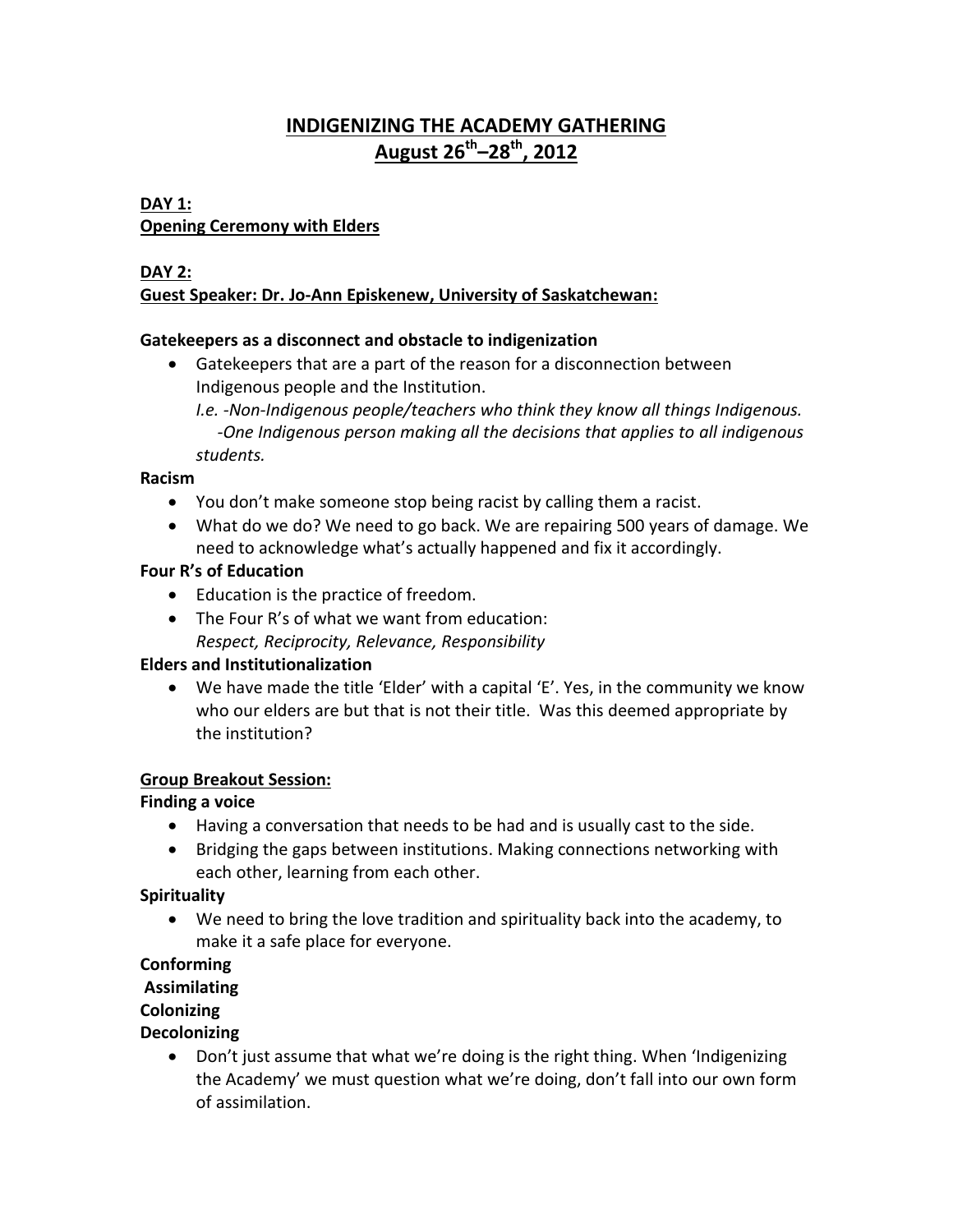# INDIGENIZING THE ACADEMY GATHERING
## August 26th–28th, 2012

### DAY 1:
### Opening Ceremony with Elders

### DAY 2:
### Guest Speaker: Dr. Jo-Ann Episkenew, University of Saskatchewan:

**Gatekeepers as a disconnect and obstacle to indigenization**

- Gatekeepers that are a part of the reason for a disconnection between Indigenous people and the Institution.
  *I.e. -Non-Indigenous people/teachers who think they know all things Indigenous.*
  *-One Indigenous person making all the decisions that applies to all indigenous students.*

**Racism**

- You don't make someone stop being racist by calling them a racist.
- What do we do? We need to go back. We are repairing 500 years of damage. We need to acknowledge what's actually happened and fix it accordingly.

**Four R's of Education**

- Education is the practice of freedom.
- The Four R's of what we want from education:
  *Respect, Reciprocity, Relevance, Responsibility*

**Elders and Institutionalization**

- We have made the title 'Elder' with a capital 'E'. Yes, in the community we know who our elders are but that is not their title. Was this deemed appropriate by the institution?

### Group Breakout Session:

**Finding a voice**

- Having a conversation that needs to be had and is usually cast to the side.
- Bridging the gaps between institutions. Making connections networking with each other, learning from each other.

**Spirituality**

- We need to bring the love tradition and spirituality back into the academy, to make it a safe place for everyone.

**Conforming**
**Assimilating**
**Colonizing**
**Decolonizing**

- Don't just assume that what we're doing is the right thing. When 'Indigenizing the Academy' we must question what we're doing, don't fall into our own form of assimilation.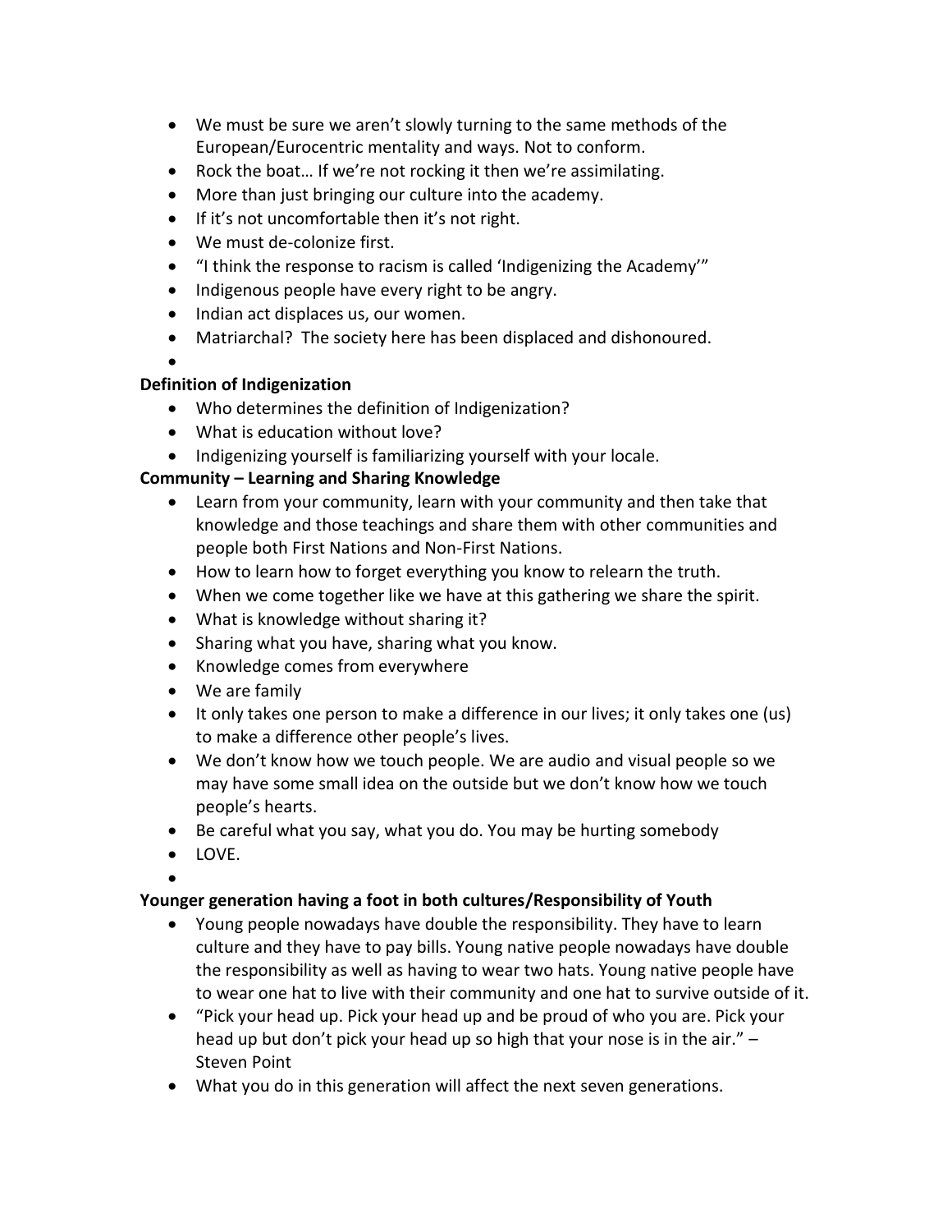- We must be sure we aren't slowly turning to the same methods of the European/Eurocentric mentality and ways. Not to conform.
- Rock the boat… If we're not rocking it then we're assimilating.
- More than just bringing our culture into the academy.
- If it's not uncomfortable then it's not right.
- We must de-colonize first.
- "I think the response to racism is called 'Indigenizing the Academy'"
- Indigenous people have every right to be angry.
- Indian act displaces us, our women.
- Matriarchal? The society here has been displaced and dishonoured.

**Definition of Indigenization**

- Who determines the definition of Indigenization?
- What is education without love?
- Indigenizing yourself is familiarizing yourself with your locale.

**Community – Learning and Sharing Knowledge**

- Learn from your community, learn with your community and then take that knowledge and those teachings and share them with other communities and people both First Nations and Non-First Nations.
- How to learn how to forget everything you know to relearn the truth.
- When we come together like we have at this gathering we share the spirit.
- What is knowledge without sharing it?
- Sharing what you have, sharing what you know.
- Knowledge comes from everywhere
- We are family
- It only takes one person to make a difference in our lives; it only takes one (us) to make a difference other people's lives.
- We don't know how we touch people. We are audio and visual people so we may have some small idea on the outside but we don't know how we touch people's hearts.
- Be careful what you say, what you do. You may be hurting somebody
- LOVE.

**Younger generation having a foot in both cultures/Responsibility of Youth**

- Young people nowadays have double the responsibility. They have to learn culture and they have to pay bills. Young native people nowadays have double the responsibility as well as having to wear two hats. Young native people have to wear one hat to live with their community and one hat to survive outside of it.
- "Pick your head up. Pick your head up and be proud of who you are. Pick your head up but don't pick your head up so high that your nose is in the air." – Steven Point
- What you do in this generation will affect the next seven generations.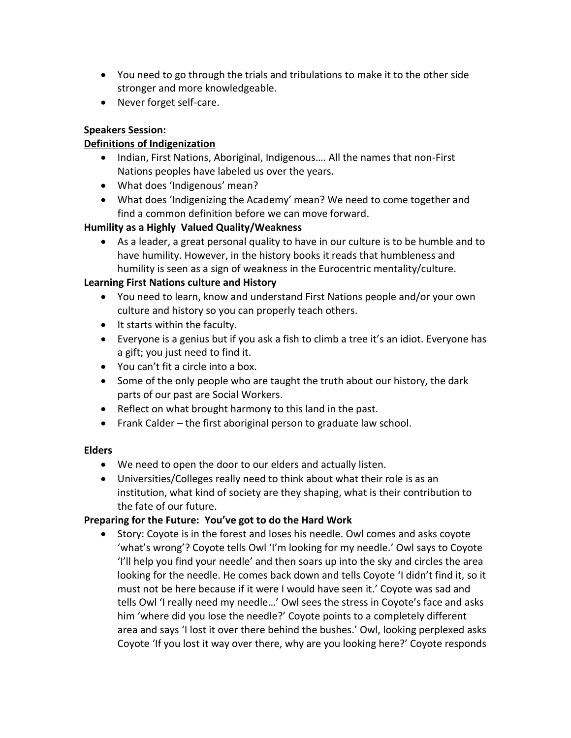- You need to go through the trials and tribulations to make it to the other side stronger and more knowledgeable.
- Never forget self-care.

**Speakers Session:**

**Definitions of Indigenization**

- Indian, First Nations, Aboriginal, Indigenous…. All the names that non-First Nations peoples have labeled us over the years.
- What does 'Indigenous' mean?
- What does 'Indigenizing the Academy' mean? We need to come together and find a common definition before we can move forward.

**Humility as a Highly Valued Quality/Weakness**

- As a leader, a great personal quality to have in our culture is to be humble and to have humility. However, in the history books it reads that humbleness and humility is seen as a sign of weakness in the Eurocentric mentality/culture.

**Learning First Nations culture and History**

- You need to learn, know and understand First Nations people and/or your own culture and history so you can properly teach others.
- It starts within the faculty.
- Everyone is a genius but if you ask a fish to climb a tree it's an idiot. Everyone has a gift; you just need to find it.
- You can't fit a circle into a box.
- Some of the only people who are taught the truth about our history, the dark parts of our past are Social Workers.
- Reflect on what brought harmony to this land in the past.
- Frank Calder – the first aboriginal person to graduate law school.

**Elders**

- We need to open the door to our elders and actually listen.
- Universities/Colleges really need to think about what their role is as an institution, what kind of society are they shaping, what is their contribution to the fate of our future.

**Preparing for the Future: You've got to do the Hard Work**

- Story: Coyote is in the forest and loses his needle. Owl comes and asks coyote 'what's wrong'? Coyote tells Owl 'I'm looking for my needle.' Owl says to Coyote 'I'll help you find your needle' and then soars up into the sky and circles the area looking for the needle. He comes back down and tells Coyote 'I didn't find it, so it must not be here because if it were I would have seen it.' Coyote was sad and tells Owl 'I really need my needle…' Owl sees the stress in Coyote's face and asks him 'where did you lose the needle?' Coyote points to a completely different area and says 'I lost it over there behind the bushes.' Owl, looking perplexed asks Coyote 'If you lost it way over there, why are you looking here?' Coyote responds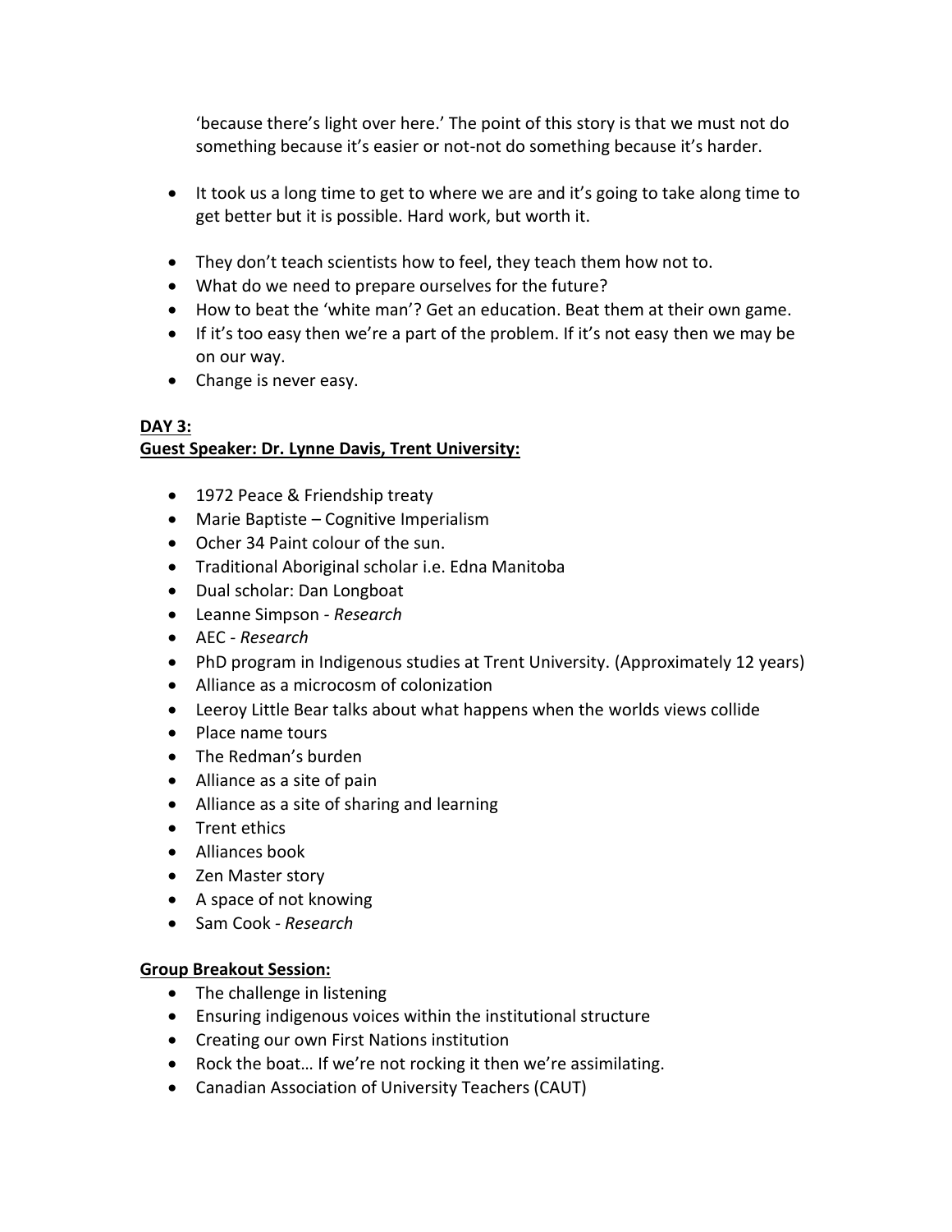'because there's light over here.' The point of this story is that we must not do something because it's easier or not-not do something because it's harder.

- It took us a long time to get to where we are and it's going to take along time to get better but it is possible. Hard work, but worth it.

- They don't teach scientists how to feel, they teach them how not to.
- What do we need to prepare ourselves for the future?
- How to beat the 'white man'? Get an education. Beat them at their own game.
- If it's too easy then we're a part of the problem. If it's not easy then we may be on our way.
- Change is never easy.

**DAY 3:**

**Guest Speaker: Dr. Lynne Davis, Trent University:**

- 1972 Peace & Friendship treaty
- Marie Baptiste – Cognitive Imperialism
- Ocher 34 Paint colour of the sun.
- Traditional Aboriginal scholar i.e. Edna Manitoba
- Dual scholar: Dan Longboat
- Leanne Simpson - *Research*
- AEC - *Research*
- PhD program in Indigenous studies at Trent University. (Approximately 12 years)
- Alliance as a microcosm of colonization
- Leeroy Little Bear talks about what happens when the worlds views collide
- Place name tours
- The Redman's burden
- Alliance as a site of pain
- Alliance as a site of sharing and learning
- Trent ethics
- Alliances book
- Zen Master story
- A space of not knowing
- Sam Cook - *Research*

**Group Breakout Session:**

- The challenge in listening
- Ensuring indigenous voices within the institutional structure
- Creating our own First Nations institution
- Rock the boat… If we're not rocking it then we're assimilating.
- Canadian Association of University Teachers (CAUT)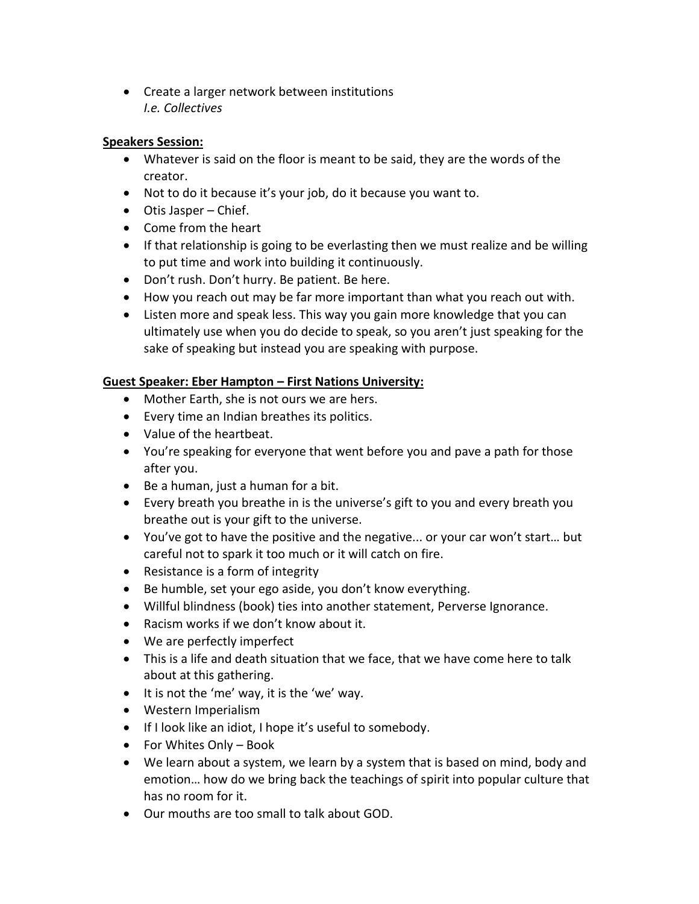- Create a larger network between institutions
  *I.e. Collectives*

**Speakers Session:**

- Whatever is said on the floor is meant to be said, they are the words of the creator.
- Not to do it because it's your job, do it because you want to.
- Otis Jasper – Chief.
- Come from the heart
- If that relationship is going to be everlasting then we must realize and be willing to put time and work into building it continuously.
- Don't rush. Don't hurry. Be patient. Be here.
- How you reach out may be far more important than what you reach out with.
- Listen more and speak less. This way you gain more knowledge that you can ultimately use when you do decide to speak, so you aren't just speaking for the sake of speaking but instead you are speaking with purpose.

**Guest Speaker: Eber Hampton – First Nations University:**

- Mother Earth, she is not ours we are hers.
- Every time an Indian breathes its politics.
- Value of the heartbeat.
- You're speaking for everyone that went before you and pave a path for those after you.
- Be a human, just a human for a bit.
- Every breath you breathe in is the universe's gift to you and every breath you breathe out is your gift to the universe.
- You've got to have the positive and the negative... or your car won't start… but careful not to spark it too much or it will catch on fire.
- Resistance is a form of integrity
- Be humble, set your ego aside, you don't know everything.
- Willful blindness (book) ties into another statement, Perverse Ignorance.
- Racism works if we don't know about it.
- We are perfectly imperfect
- This is a life and death situation that we face, that we have come here to talk about at this gathering.
- It is not the 'me' way, it is the 'we' way.
- Western Imperialism
- If I look like an idiot, I hope it's useful to somebody.
- For Whites Only – Book
- We learn about a system, we learn by a system that is based on mind, body and emotion… how do we bring back the teachings of spirit into popular culture that has no room for it.
- Our mouths are too small to talk about GOD.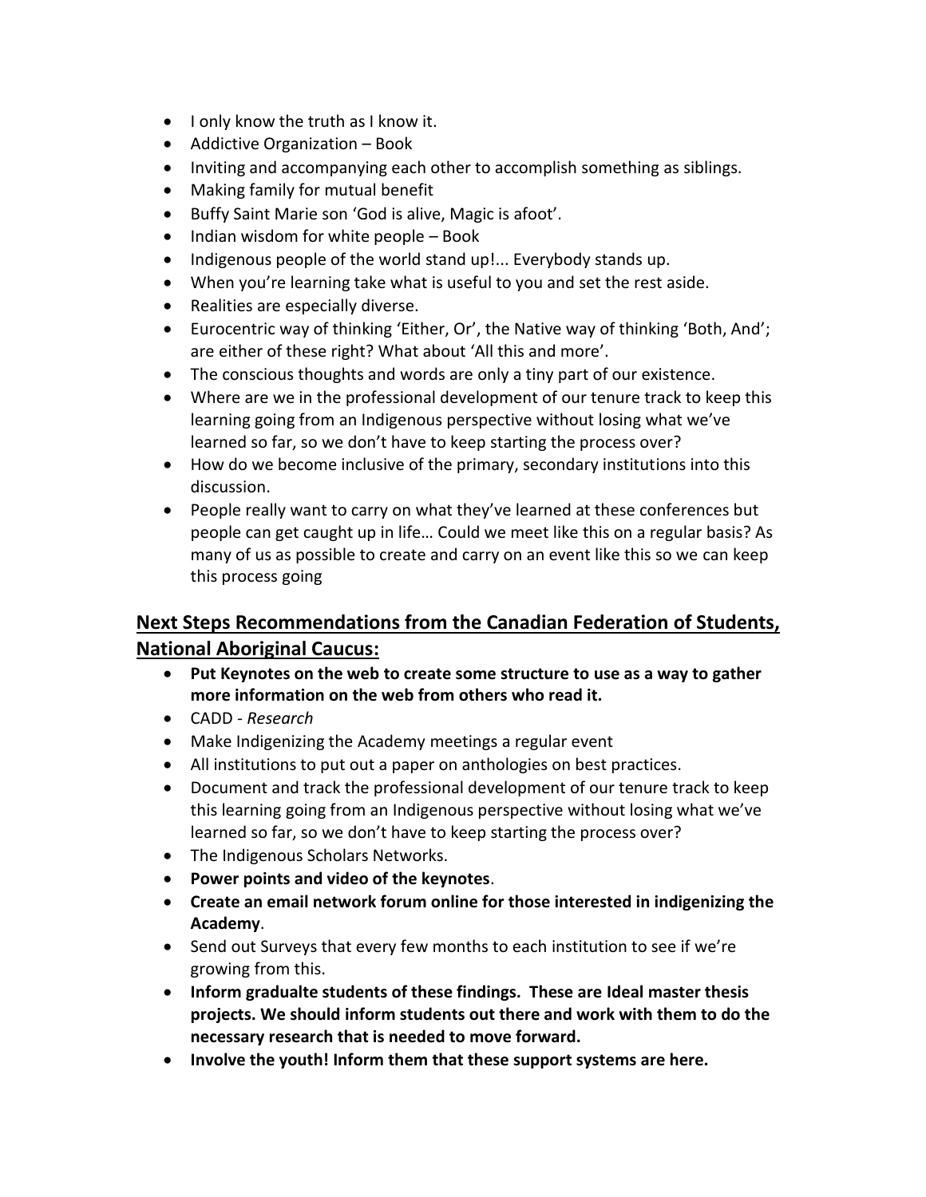- I only know the truth as I know it.
- Addictive Organization – Book
- Inviting and accompanying each other to accomplish something as siblings.
- Making family for mutual benefit
- Buffy Saint Marie son 'God is alive, Magic is afoot'.
- Indian wisdom for white people – Book
- Indigenous people of the world stand up!... Everybody stands up.
- When you're learning take what is useful to you and set the rest aside.
- Realities are especially diverse.
- Eurocentric way of thinking 'Either, Or', the Native way of thinking 'Both, And'; are either of these right? What about 'All this and more'.
- The conscious thoughts and words are only a tiny part of our existence.
- Where are we in the professional development of our tenure track to keep this learning going from an Indigenous perspective without losing what we've learned so far, so we don't have to keep starting the process over?
- How do we become inclusive of the primary, secondary institutions into this discussion.
- People really want to carry on what they've learned at these conferences but people can get caught up in life… Could we meet like this on a regular basis? As many of us as possible to create and carry on an event like this so we can keep this process going

## Next Steps Recommendations from the Canadian Federation of Students, National Aboriginal Caucus:

- **Put Keynotes on the web to create some structure to use as a way to gather more information on the web from others who read it.**
- CADD - *Research*
- Make Indigenizing the Academy meetings a regular event
- All institutions to put out a paper on anthologies on best practices.
- Document and track the professional development of our tenure track to keep this learning going from an Indigenous perspective without losing what we've learned so far, so we don't have to keep starting the process over?
- The Indigenous Scholars Networks.
- **Power points and video of the keynotes**.
- **Create an email network forum online for those interested in indigenizing the Academy**.
- Send out Surveys that every few months to each institution to see if we're growing from this.
- **Inform gradualte students of these findings. These are Ideal master thesis projects. We should inform students out there and work with them to do the necessary research that is needed to move forward.**
- **Involve the youth! Inform them that these support systems are here.**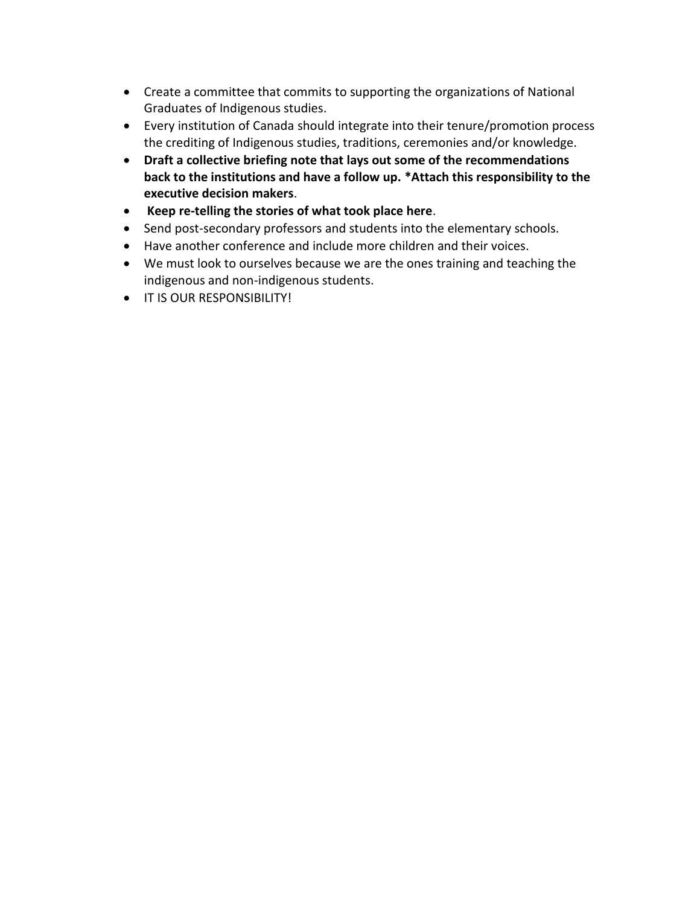- Create a committee that commits to supporting the organizations of National Graduates of Indigenous studies.
- Every institution of Canada should integrate into their tenure/promotion process the crediting of Indigenous studies, traditions, ceremonies and/or knowledge.
- **Draft a collective briefing note that lays out some of the recommendations back to the institutions and have a follow up. *Attach this responsibility to the executive decision makers**.
- **Keep re-telling the stories of what took place here**.
- Send post-secondary professors and students into the elementary schools.
- Have another conference and include more children and their voices.
- We must look to ourselves because we are the ones training and teaching the indigenous and non-indigenous students.
- IT IS OUR RESPONSIBILITY!